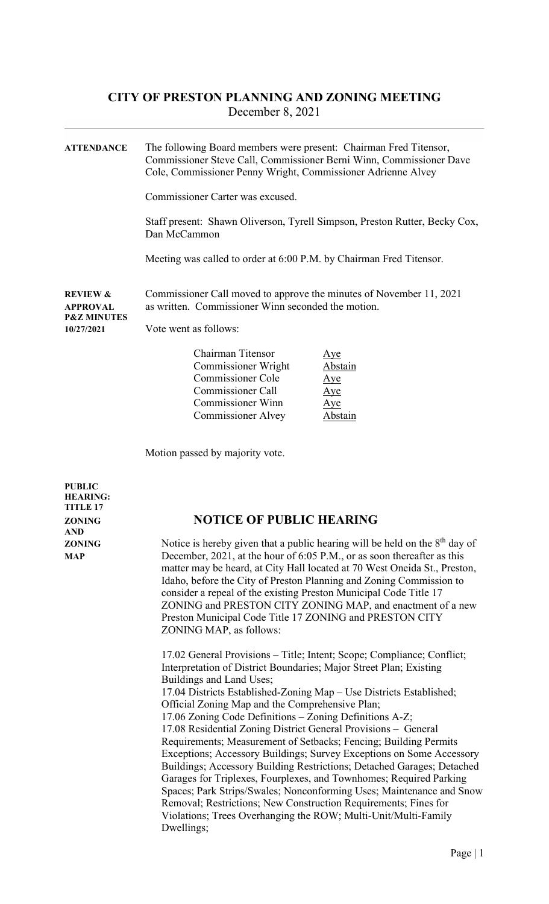# CITY OF PRESTON PLANNING AND ZONING MEETING

December 8, 2021

**ATTENDANCE**

The following Board members were present: Chairman Fred Titensor, Commissioner Steve Call, Commissioner Berni Winn, Commissioner Dave Cole, Commissioner Penny Wright, Commissioner Adrienne Alvey

Commissioner Carter was excused.

Staff present: Shawn Oliverson, Tyrell Simpson, Preston Rutter, Becky Cox, Dan McCammon

Meeting was called to order at 6:00 P.M. by Chairman Fred Titensor.

**REVIEW & APPROVAL P&Z MINUTES 10/27/2021**

Commissioner Call moved to approve the minutes of November 11, 2021 as written. Commissioner Winn seconded the motion.

Vote went as follows:

| | |
|---|---|
| Chairman Titensor | Aye |
| Commissioner Wright | Abstain |
| Commissioner Cole | Aye |
| Commissioner Call | Aye |
| Commissioner Winn | Aye |
| Commissioner Alvey | Abstain |

Motion passed by majority vote.

**PUBLIC HEARING: TITLE 17 ZONING AND ZONING MAP**

## NOTICE OF PUBLIC HEARING

Notice is hereby given that a public hearing will be held on the 8th day of December, 2021, at the hour of 6:05 P.M., or as soon thereafter as this matter may be heard, at City Hall located at 70 West Oneida St., Preston, Idaho, before the City of Preston Planning and Zoning Commission to consider a repeal of the existing Preston Municipal Code Title 17 ZONING and PRESTON CITY ZONING MAP, and enactment of a new Preston Municipal Code Title 17 ZONING and PRESTON CITY ZONING MAP, as follows:

17.02 General Provisions – Title; Intent; Scope; Compliance; Conflict; Interpretation of District Boundaries; Major Street Plan; Existing Buildings and Land Uses;
17.04 Districts Established-Zoning Map – Use Districts Established; Official Zoning Map and the Comprehensive Plan;
17.06 Zoning Code Definitions – Zoning Definitions A-Z;
17.08 Residential Zoning District General Provisions – General Requirements; Measurement of Setbacks; Fencing; Building Permits Exceptions; Accessory Buildings; Survey Exceptions on Some Accessory Buildings; Accessory Building Restrictions; Detached Garages; Detached Garages for Triplexes, Fourplexes, and Townhomes; Required Parking Spaces; Park Strips/Swales; Nonconforming Uses; Maintenance and Snow Removal; Restrictions; New Construction Requirements; Fines for Violations; Trees Overhanging the ROW; Multi-Unit/Multi-Family Dwellings;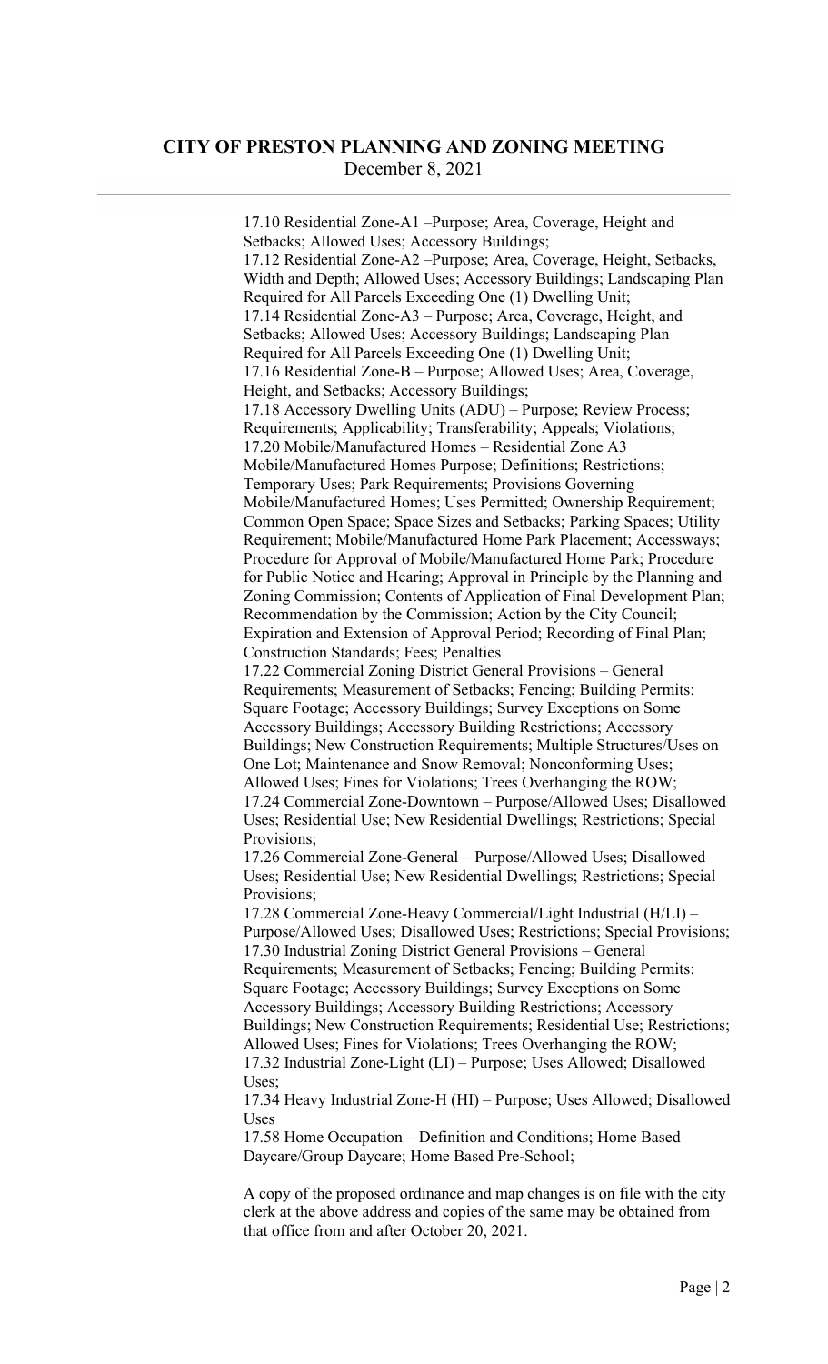17.10 Residential Zone-A1 –Purpose; Area, Coverage, Height and Setbacks; Allowed Uses; Accessory Buildings;
17.12 Residential Zone-A2 –Purpose; Area, Coverage, Height, Setbacks, Width and Depth; Allowed Uses; Accessory Buildings; Landscaping Plan Required for All Parcels Exceeding One (1) Dwelling Unit;
17.14 Residential Zone-A3 – Purpose; Area, Coverage, Height, and Setbacks; Allowed Uses; Accessory Buildings; Landscaping Plan Required for All Parcels Exceeding One (1) Dwelling Unit;
17.16 Residential Zone-B – Purpose; Allowed Uses; Area, Coverage, Height, and Setbacks; Accessory Buildings;
17.18 Accessory Dwelling Units (ADU) – Purpose; Review Process; Requirements; Applicability; Transferability; Appeals; Violations;
17.20 Mobile/Manufactured Homes – Residential Zone A3 Mobile/Manufactured Homes Purpose; Definitions; Restrictions; Temporary Uses; Park Requirements; Provisions Governing Mobile/Manufactured Homes; Uses Permitted; Ownership Requirement; Common Open Space; Space Sizes and Setbacks; Parking Spaces; Utility Requirement; Mobile/Manufactured Home Park Placement; Accessways; Procedure for Approval of Mobile/Manufactured Home Park; Procedure for Public Notice and Hearing; Approval in Principle by the Planning and Zoning Commission; Contents of Application of Final Development Plan; Recommendation by the Commission; Action by the City Council; Expiration and Extension of Approval Period; Recording of Final Plan; Construction Standards; Fees; Penalties
17.22 Commercial Zoning District General Provisions – General Requirements; Measurement of Setbacks; Fencing; Building Permits: Square Footage; Accessory Buildings; Survey Exceptions on Some Accessory Buildings; Accessory Building Restrictions; Accessory Buildings; New Construction Requirements; Multiple Structures/Uses on One Lot; Maintenance and Snow Removal; Nonconforming Uses; Allowed Uses; Fines for Violations; Trees Overhanging the ROW;
17.24 Commercial Zone-Downtown – Purpose/Allowed Uses; Disallowed Uses; Residential Use; New Residential Dwellings; Restrictions; Special Provisions;
17.26 Commercial Zone-General – Purpose/Allowed Uses; Disallowed Uses; Residential Use; New Residential Dwellings; Restrictions; Special Provisions;
17.28 Commercial Zone-Heavy Commercial/Light Industrial (H/LI) – Purpose/Allowed Uses; Disallowed Uses; Restrictions; Special Provisions;
17.30 Industrial Zoning District General Provisions – General Requirements; Measurement of Setbacks; Fencing; Building Permits: Square Footage; Accessory Buildings; Survey Exceptions on Some Accessory Buildings; Accessory Building Restrictions; Accessory Buildings; New Construction Requirements; Residential Use; Restrictions; Allowed Uses; Fines for Violations; Trees Overhanging the ROW;
17.32 Industrial Zone-Light (LI) – Purpose; Uses Allowed; Disallowed Uses;
17.34 Heavy Industrial Zone-H (HI) – Purpose; Uses Allowed; Disallowed Uses
17.58 Home Occupation – Definition and Conditions; Home Based Daycare/Group Daycare; Home Based Pre-School;

A copy of the proposed ordinance and map changes is on file with the city clerk at the above address and copies of the same may be obtained from that office from and after October 20, 2021.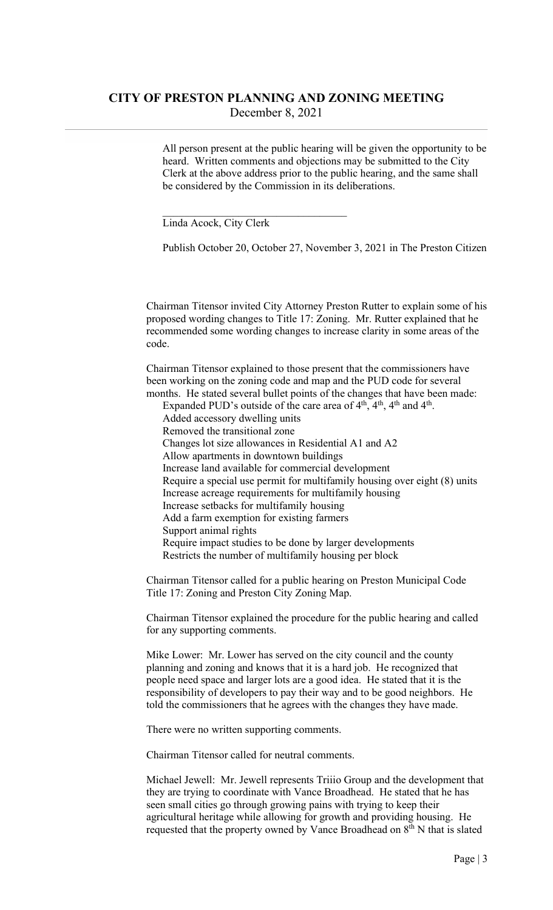## CITY OF PRESTON PLANNING AND ZONING MEETING

December 8, 2021

All person present at the public hearing will be given the opportunity to be heard. Written comments and objections may be submitted to the City Clerk at the above address prior to the public hearing, and the same shall be considered by the Commission in its deliberations.

___________________________________

Linda Acock, City Clerk

Publish October 20, October 27, November 3, 2021 in The Preston Citizen

Chairman Titensor invited City Attorney Preston Rutter to explain some of his proposed wording changes to Title 17: Zoning. Mr. Rutter explained that he recommended some wording changes to increase clarity in some areas of the code.

Chairman Titensor explained to those present that the commissioners have been working on the zoning code and map and the PUD code for several months. He stated several bullet points of the changes that have been made:

- Expanded PUD's outside of the care area of 4th, 4th, 4th and 4th.
- Added accessory dwelling units
- Removed the transitional zone
- Changes lot size allowances in Residential A1 and A2
- Allow apartments in downtown buildings
- Increase land available for commercial development
- Require a special use permit for multifamily housing over eight (8) units
- Increase acreage requirements for multifamily housing
- Increase setbacks for multifamily housing
- Add a farm exemption for existing farmers
- Support animal rights
- Require impact studies to be done by larger developments
- Restricts the number of multifamily housing per block

Chairman Titensor called for a public hearing on Preston Municipal Code Title 17: Zoning and Preston City Zoning Map.

Chairman Titensor explained the procedure for the public hearing and called for any supporting comments.

Mike Lower: Mr. Lower has served on the city council and the county planning and zoning and knows that it is a hard job. He recognized that people need space and larger lots are a good idea. He stated that it is the responsibility of developers to pay their way and to be good neighbors. He told the commissioners that he agrees with the changes they have made.

There were no written supporting comments.

Chairman Titensor called for neutral comments.

Michael Jewell: Mr. Jewell represents Triiio Group and the development that they are trying to coordinate with Vance Broadhead. He stated that he has seen small cities go through growing pains with trying to keep their agricultural heritage while allowing for growth and providing housing. He requested that the property owned by Vance Broadhead on 8th N that is slated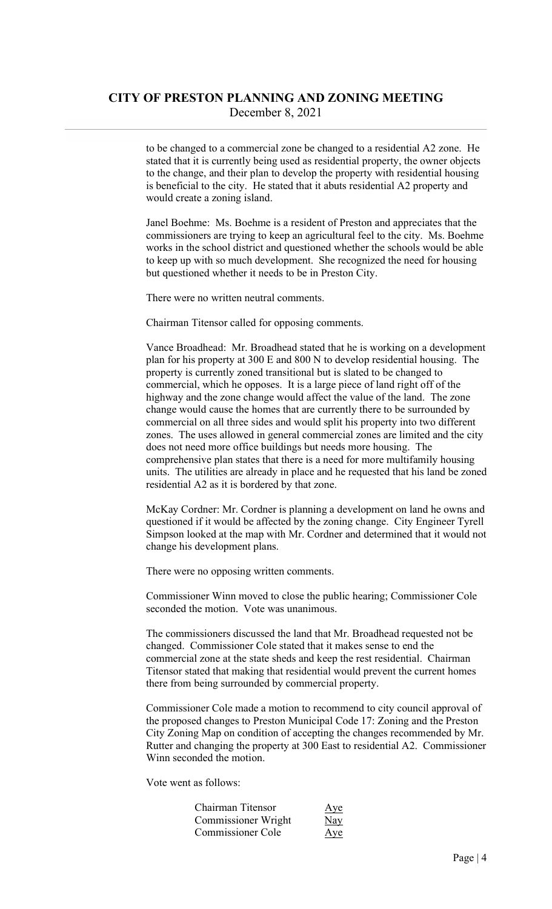to be changed to a commercial zone be changed to a residential A2 zone. He stated that it is currently being used as residential property, the owner objects to the change, and their plan to develop the property with residential housing is beneficial to the city. He stated that it abuts residential A2 property and would create a zoning island.

Janel Boehme: Ms. Boehme is a resident of Preston and appreciates that the commissioners are trying to keep an agricultural feel to the city. Ms. Boehme works in the school district and questioned whether the schools would be able to keep up with so much development. She recognized the need for housing but questioned whether it needs to be in Preston City.

There were no written neutral comments.

Chairman Titensor called for opposing comments.

Vance Broadhead: Mr. Broadhead stated that he is working on a development plan for his property at 300 E and 800 N to develop residential housing. The property is currently zoned transitional but is slated to be changed to commercial, which he opposes. It is a large piece of land right off of the highway and the zone change would affect the value of the land. The zone change would cause the homes that are currently there to be surrounded by commercial on all three sides and would split his property into two different zones. The uses allowed in general commercial zones are limited and the city does not need more office buildings but needs more housing. The comprehensive plan states that there is a need for more multifamily housing units. The utilities are already in place and he requested that his land be zoned residential A2 as it is bordered by that zone.

McKay Cordner: Mr. Cordner is planning a development on land he owns and questioned if it would be affected by the zoning change. City Engineer Tyrell Simpson looked at the map with Mr. Cordner and determined that it would not change his development plans.

There were no opposing written comments.

Commissioner Winn moved to close the public hearing; Commissioner Cole seconded the motion. Vote was unanimous.

The commissioners discussed the land that Mr. Broadhead requested not be changed. Commissioner Cole stated that it makes sense to end the commercial zone at the state sheds and keep the rest residential. Chairman Titensor stated that making that residential would prevent the current homes there from being surrounded by commercial property.

Commissioner Cole made a motion to recommend to city council approval of the proposed changes to Preston Municipal Code 17: Zoning and the Preston City Zoning Map on condition of accepting the changes recommended by Mr. Rutter and changing the property at 300 East to residential A2. Commissioner Winn seconded the motion.

Vote went as follows:

| | |
|---|---|
| Chairman Titensor | Aye |
| Commissioner Wright | Nay |
| Commissioner Cole | Aye |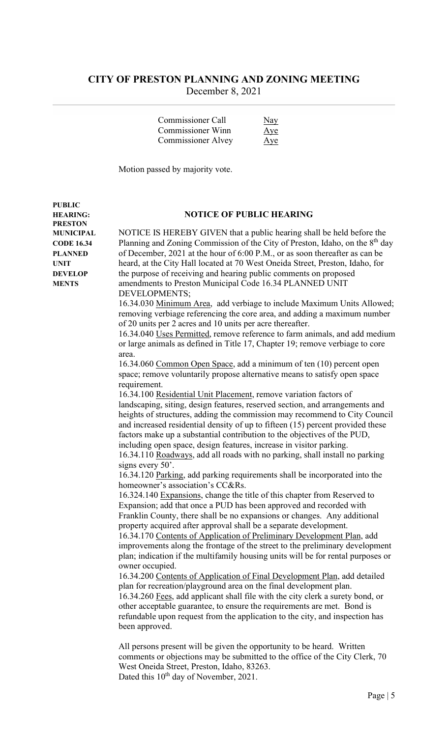# CITY OF PRESTON PLANNING AND ZONING MEETING

December 8, 2021

| | |
|---|---|
| Commissioner Call | Nay |
| Commissioner Winn | Aye |
| Commissioner Alvey | Aye |

Motion passed by majority vote.

**PUBLIC HEARING: PRESTON MUNICIPAL CODE 16.34 PLANNED UNIT DEVELOP MENTS**

**NOTICE OF PUBLIC HEARING**

NOTICE IS HEREBY GIVEN that a public hearing shall be held before the Planning and Zoning Commission of the City of Preston, Idaho, on the 8th day of December, 2021 at the hour of 6:00 P.M., or as soon thereafter as can be heard, at the City Hall located at 70 West Oneida Street, Preston, Idaho, for the purpose of receiving and hearing public comments on proposed amendments to Preston Municipal Code 16.34 PLANNED UNIT DEVELOPMENTS;

16.34.030 Minimum Area, add verbiage to include Maximum Units Allowed; removing verbiage referencing the core area, and adding a maximum number of 20 units per 2 acres and 10 units per acre thereafter.

16.34.040 Uses Permitted, remove reference to farm animals, and add medium or large animals as defined in Title 17, Chapter 19; remove verbiage to core area.

16.34.060 Common Open Space, add a minimum of ten (10) percent open space; remove voluntarily propose alternative means to satisfy open space requirement.

16.34.100 Residential Unit Placement, remove variation factors of landscaping, siting, design features, reserved section, and arrangements and heights of structures, adding the commission may recommend to City Council and increased residential density of up to fifteen (15) percent provided these factors make up a substantial contribution to the objectives of the PUD, including open space, design features, increase in visitor parking.

16.34.110 Roadways, add all roads with no parking, shall install no parking signs every 50'.

16.34.120 Parking, add parking requirements shall be incorporated into the homeowner's association's CC&Rs.

16.324.140 Expansions, change the title of this chapter from Reserved to Expansion; add that once a PUD has been approved and recorded with Franklin County, there shall be no expansions or changes. Any additional property acquired after approval shall be a separate development.

16.34.170 Contents of Application of Preliminary Development Plan, add improvements along the frontage of the street to the preliminary development plan; indication if the multifamily housing units will be for rental purposes or owner occupied.

16.34.200 Contents of Application of Final Development Plan, add detailed plan for recreation/playground area on the final development plan.

16.34.260 Fees, add applicant shall file with the city clerk a surety bond, or other acceptable guarantee, to ensure the requirements are met. Bond is refundable upon request from the application to the city, and inspection has been approved.

All persons present will be given the opportunity to be heard. Written comments or objections may be submitted to the office of the City Clerk, 70 West Oneida Street, Preston, Idaho, 83263.
Dated this 10th day of November, 2021.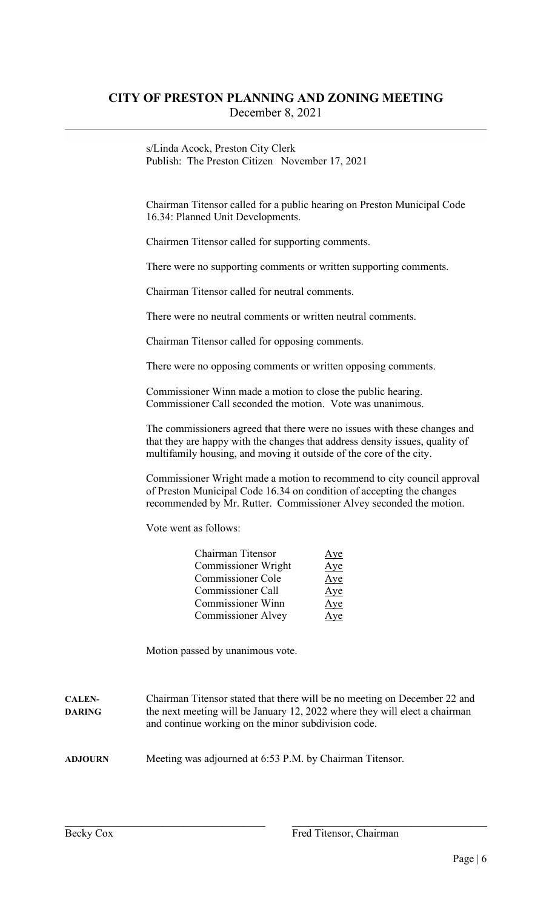s/Linda Acock, Preston City Clerk
Publish: The Preston Citizen November 17, 2021

Chairman Titensor called for a public hearing on Preston Municipal Code 16.34: Planned Unit Developments.

Chairmen Titensor called for supporting comments.

There were no supporting comments or written supporting comments.

Chairman Titensor called for neutral comments.

There were no neutral comments or written neutral comments.

Chairman Titensor called for opposing comments.

There were no opposing comments or written opposing comments.

Commissioner Winn made a motion to close the public hearing. Commissioner Call seconded the motion. Vote was unanimous.

The commissioners agreed that there were no issues with these changes and that they are happy with the changes that address density issues, quality of multifamily housing, and moving it outside of the core of the city.

Commissioner Wright made a motion to recommend to city council approval of Preston Municipal Code 16.34 on condition of accepting the changes recommended by Mr. Rutter. Commissioner Alvey seconded the motion.

Vote went as follows:

| | |
|---|---|
| Chairman Titensor | Aye |
| Commissioner Wright | Aye |
| Commissioner Cole | Aye |
| Commissioner Call | Aye |
| Commissioner Winn | Aye |
| Commissioner Alvey | Aye |

Motion passed by unanimous vote.

**CALENDARING** Chairman Titensor stated that there will be no meeting on December 22 and the next meeting will be January 12, 2022 where they will elect a chairman and continue working on the minor subdivision code.

**ADJOURN** Meeting was adjourned at 6:53 P.M. by Chairman Titensor.

______________________________ ______________________________

Becky Cox Fred Titensor, Chairman